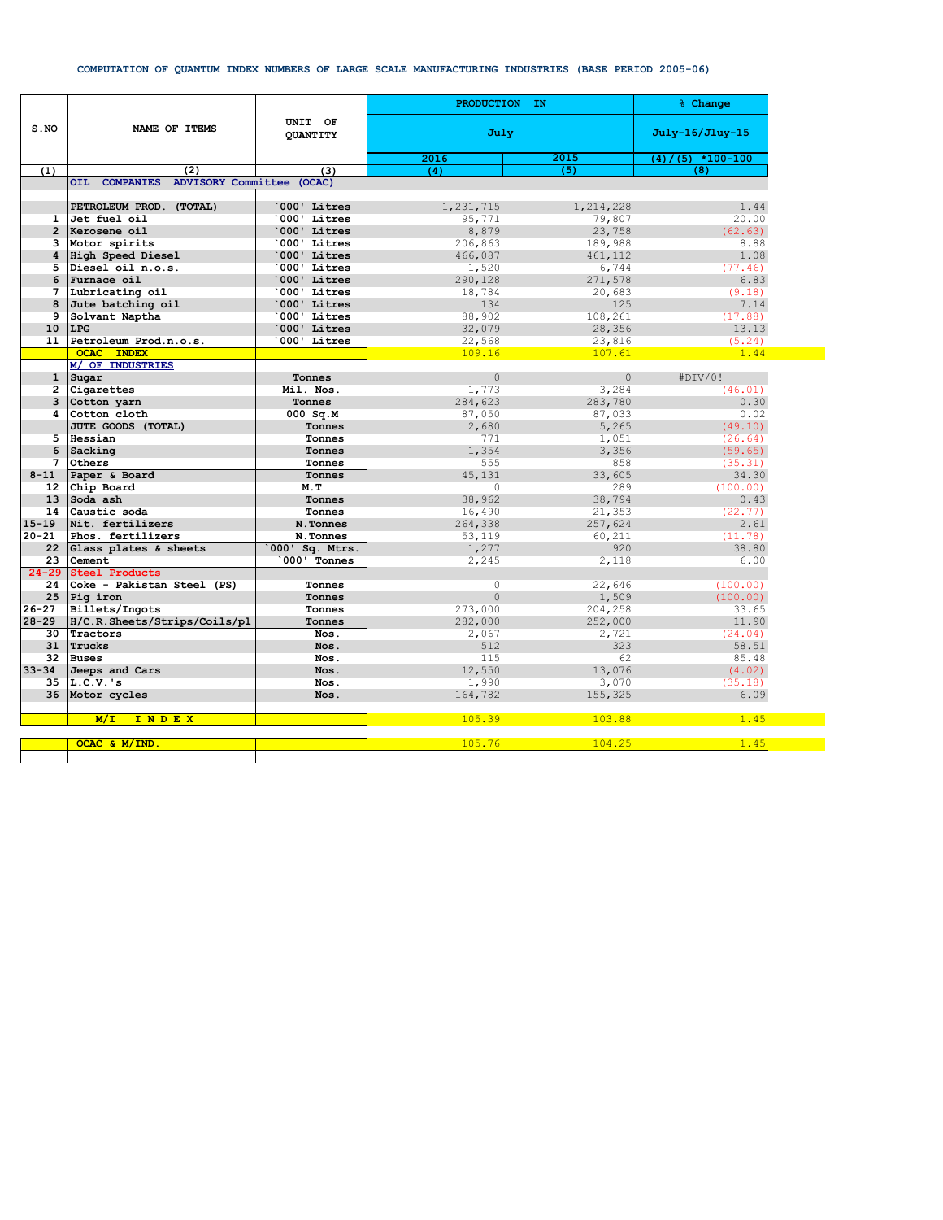# COMPUTATION OF QUANTUM INDEX NUMBERS OF LARGE SCALE MANUFACTURING INDUSTRIES (BASE PERIOD 2005-06)

| S.NO | NAME OF ITEMS | UNIT OF QUANTITY | PRODUCTION IN | | % Change |
|---|---|---|---|---|---|
| | | | July | | July-16/Jluy-15 |
| | | | 2016 | 2015 | (4)/(5) *100-100 |
| (1) | (2) | (3) | (4) | (5) | (8) |
| | OIL COMPANIES ADVISORY Committee (OCAC) | | | | |
| | PETROLEUM PROD. (TOTAL) | `000' Litres | 1,231,715 | 1,214,228 | 1.44 |
| 1 | Jet fuel oil | `000' Litres | 95,771 | 79,807 | 20.00 |
| 2 | Kerosene oil | `000' Litres | 8,879 | 23,758 | (62.63) |
| 3 | Motor spirits | `000' Litres | 206,863 | 189,988 | 8.88 |
| 4 | High Speed Diesel | `000' Litres | 466,087 | 461,112 | 1.08 |
| 5 | Diesel oil n.o.s. | `000' Litres | 1,520 | 6,744 | (77.46) |
| 6 | Furnace oil | `000' Litres | 290,128 | 271,578 | 6.83 |
| 7 | Lubricating oil | `000' Litres | 18,784 | 20,683 | (9.18) |
| 8 | Jute batching oil | `000' Litres | 134 | 125 | 7.14 |
| 9 | Solvant Naptha | `000' Litres | 88,902 | 108,261 | (17.88) |
| 10 | LPG | `000' Litres | 32,079 | 28,356 | 13.13 |
| 11 | Petroleum Prod.n.o.s. | `000' Litres | 22,568 | 23,816 | (5.24) |
| | OCAC INDEX | | 109.16 | 107.61 | 1.44 |
| | M/ OF INDUSTRIES | | | | |
| 1 | Sugar | Tonnes | 0 | 0 | #DIV/0! |
| 2 | Cigarettes | Mil. Nos. | 1,773 | 3,284 | (46.01) |
| 3 | Cotton yarn | Tonnes | 284,623 | 283,780 | 0.30 |
| 4 | Cotton cloth | 000 Sq.M | 87,050 | 87,033 | 0.02 |
| | JUTE GOODS (TOTAL) | Tonnes | 2,680 | 5,265 | (49.10) |
| 5 | Hessian | Tonnes | 771 | 1,051 | (26.64) |
| 6 | Sacking | Tonnes | 1,354 | 3,356 | (59.65) |
| 7 | Others | Tonnes | 555 | 858 | (35.31) |
| 8-11 | Paper & Board | Tonnes | 45,131 | 33,605 | 34.30 |
| 12 | Chip Board | M.T | 0 | 289 | (100.00) |
| 13 | Soda ash | Tonnes | 38,962 | 38,794 | 0.43 |
| 14 | Caustic soda | Tonnes | 16,490 | 21,353 | (22.77) |
| 15-19 | Nit. fertilizers | N.Tonnes | 264,338 | 257,624 | 2.61 |
| 20-21 | Phos. fertilizers | N.Tonnes | 53,119 | 60,211 | (11.78) |
| 22 | Glass plates & sheets | `000' Sq. Mtrs. | 1,277 | 920 | 38.80 |
| 23 | Cement | `000' Tonnes | 2,245 | 2,118 | 6.00 |
| 24-29 | Steel Products | | | | |
| 24 | Coke - Pakistan Steel (PS) | Tonnes | 0 | 22,646 | (100.00) |
| 25 | Pig iron | Tonnes | 0 | 1,509 | (100.00) |
| 26-27 | Billets/Ingots | Tonnes | 273,000 | 204,258 | 33.65 |
| 28-29 | H/C.R.Sheets/Strips/Coils/pl | Tonnes | 282,000 | 252,000 | 11.90 |
| 30 | Tractors | Nos. | 2,067 | 2,721 | (24.04) |
| 31 | Trucks | Nos. | 512 | 323 | 58.51 |
| 32 | Buses | Nos. | 115 | 62 | 85.48 |
| 33-34 | Jeeps and Cars | Nos. | 12,550 | 13,076 | (4.02) |
| 35 | L.C.V.'s | Nos. | 1,990 | 3,070 | (35.18) |
| 36 | Motor cycles | Nos. | 164,782 | 155,325 | 6.09 |
| | M/I INDEX | | 105.39 | 103.88 | 1.45 |
| | OCAC & M/IND. | | 105.76 | 104.25 | 1.45 |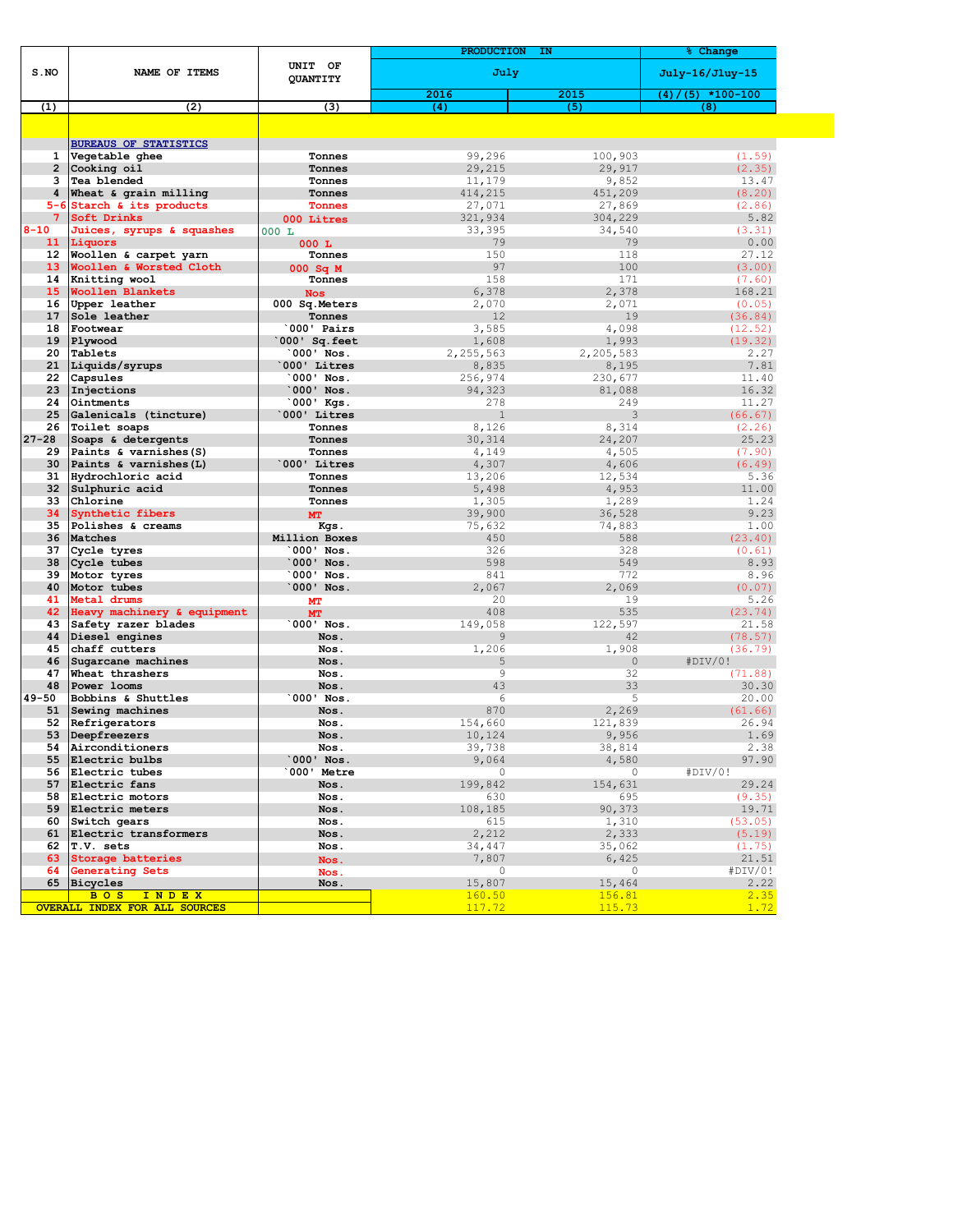| S.NO | NAME OF ITEMS | UNIT OF QUANTITY | PRODUCTION IN July | | % Change July-16/Jluy-15 |
|---|---|---|---|---|---|
| | | | 2016 | 2015 | (4)/(5) *100-100 |
| (1) | (2) | (3) | (4) | (5) | (8) |
| | BUREAUS OF STATISTICS | | | | |
| 1 | Vegetable ghee | Tonnes | 99,296 | 100,903 | (1.59) |
| 2 | Cooking oil | Tonnes | 29,215 | 29,917 | (2.35) |
| 3 | Tea blended | Tonnes | 11,179 | 9,852 | 13.47 |
| 4 | Wheat & grain milling | Tonnes | 414,215 | 451,209 | (8.20) |
| 5-6 | Starch & its products | Tonnes | 27,071 | 27,869 | (2.86) |
| 7 | Soft Drinks | 000 Litres | 321,934 | 304,229 | 5.82 |
| 8-10 | Juices, syrups & squashes | 000 L | 33,395 | 34,540 | (3.31) |
| 11 | Liquors | 000 L | 79 | 79 | 0.00 |
| 12 | Woollen & carpet yarn | Tonnes | 150 | 118 | 27.12 |
| 13 | Woollen & Worsted Cloth | 000 Sq M | 97 | 100 | (3.00) |
| 14 | Knitting wool | Tonnes | 158 | 171 | (7.60) |
| 15 | Woollen Blankets | Nos | 6,378 | 2,378 | 168.21 |
| 16 | Upper leather | 000 Sq.Meters | 2,070 | 2,071 | (0.05) |
| 17 | Sole leather | Tonnes | 12 | 19 | (36.84) |
| 18 | Footwear | `000' Pairs | 3,585 | 4,098 | (12.52) |
| 19 | Plywood | `000' Sq.feet | 1,608 | 1,993 | (19.32) |
| 20 | Tablets | `000' Nos. | 2,255,563 | 2,205,583 | 2.27 |
| 21 | Liquids/syrups | `000' Litres | 8,835 | 8,195 | 7.81 |
| 22 | Capsules | `000' Nos. | 256,974 | 230,677 | 11.40 |
| 23 | Injections | `000' Nos. | 94,323 | 81,088 | 16.32 |
| 24 | Ointments | `000' Kgs. | 278 | 249 | 11.27 |
| 25 | Galenicals (tincture) | `000' Litres | 1 | 3 | (66.67) |
| 26 | Toilet soaps | Tonnes | 8,126 | 8,314 | (2.26) |
| 27-28 | Soaps & detergents | Tonnes | 30,314 | 24,207 | 25.23 |
| 29 | Paints & varnishes(S) | Tonnes | 4,149 | 4,505 | (7.90) |
| 30 | Paints & varnishes(L) | `000' Litres | 4,307 | 4,606 | (6.49) |
| 31 | Hydrochloric acid | Tonnes | 13,206 | 12,534 | 5.36 |
| 32 | Sulphuric acid | Tonnes | 5,498 | 4,953 | 11.00 |
| 33 | Chlorine | Tonnes | 1,305 | 1,289 | 1.24 |
| 34 | Synthetic fibers | MT | 39,900 | 36,528 | 9.23 |
| 35 | Polishes & creams | Kgs. | 75,632 | 74,883 | 1.00 |
| 36 | Matches | Million Boxes | 450 | 588 | (23.40) |
| 37 | Cycle tyres | `000' Nos. | 326 | 328 | (0.61) |
| 38 | Cycle tubes | `000' Nos. | 598 | 549 | 8.93 |
| 39 | Motor tyres | `000' Nos. | 841 | 772 | 8.96 |
| 40 | Motor tubes | `000' Nos. | 2,067 | 2,069 | (0.07) |
| 41 | Metal drums | MT | 20 | 19 | 5.26 |
| 42 | Heavy machinery & equipment | MT | 408 | 535 | (23.74) |
| 43 | Safety razer blades | `000' Nos. | 149,058 | 122,597 | 21.58 |
| 44 | Diesel engines | Nos. | 9 | 42 | (78.57) |
| 45 | chaff cutters | Nos. | 1,206 | 1,908 | (36.79) |
| 46 | Sugarcane machines | Nos. | 5 | 0 | #DIV/0! |
| 47 | Wheat thrashers | Nos. | 9 | 32 | (71.88) |
| 48 | Power looms | Nos. | 43 | 33 | 30.30 |
| 49-50 | Bobbins & Shuttles | `000' Nos. | 6 | 5 | 20.00 |
| 51 | Sewing machines | Nos. | 870 | 2,269 | (61.66) |
| 52 | Refrigerators | Nos. | 154,660 | 121,839 | 26.94 |
| 53 | Deepfreezers | Nos. | 10,124 | 9,956 | 1.69 |
| 54 | Airconditioners | Nos. | 39,738 | 38,814 | 2.38 |
| 55 | Electric bulbs | `000' Nos. | 9,064 | 4,580 | 97.90 |
| 56 | Electric tubes | `000' Metre | 0 | 0 | #DIV/0! |
| 57 | Electric fans | Nos. | 199,842 | 154,631 | 29.24 |
| 58 | Electric motors | Nos. | 630 | 695 | (9.35) |
| 59 | Electric meters | Nos. | 108,185 | 90,373 | 19.71 |
| 60 | Switch gears | Nos. | 615 | 1,310 | (53.05) |
| 61 | Electric transformers | Nos. | 2,212 | 2,333 | (5.19) |
| 62 | T.V. sets | Nos. | 34,447 | 35,062 | (1.75) |
| 63 | Storage batteries | Nos. | 7,807 | 6,425 | 21.51 |
| 64 | Generating Sets | Nos. | 0 | 0 | #DIV/0! |
| 65 | Bicycles | Nos. | 15,807 | 15,464 | 2.22 |
| | B O S I N D E X | | 160.50 | 156.81 | 2.35 |
| | OVERALL INDEX FOR ALL SOURCES | | 117.72 | 115.73 | 1.72 |